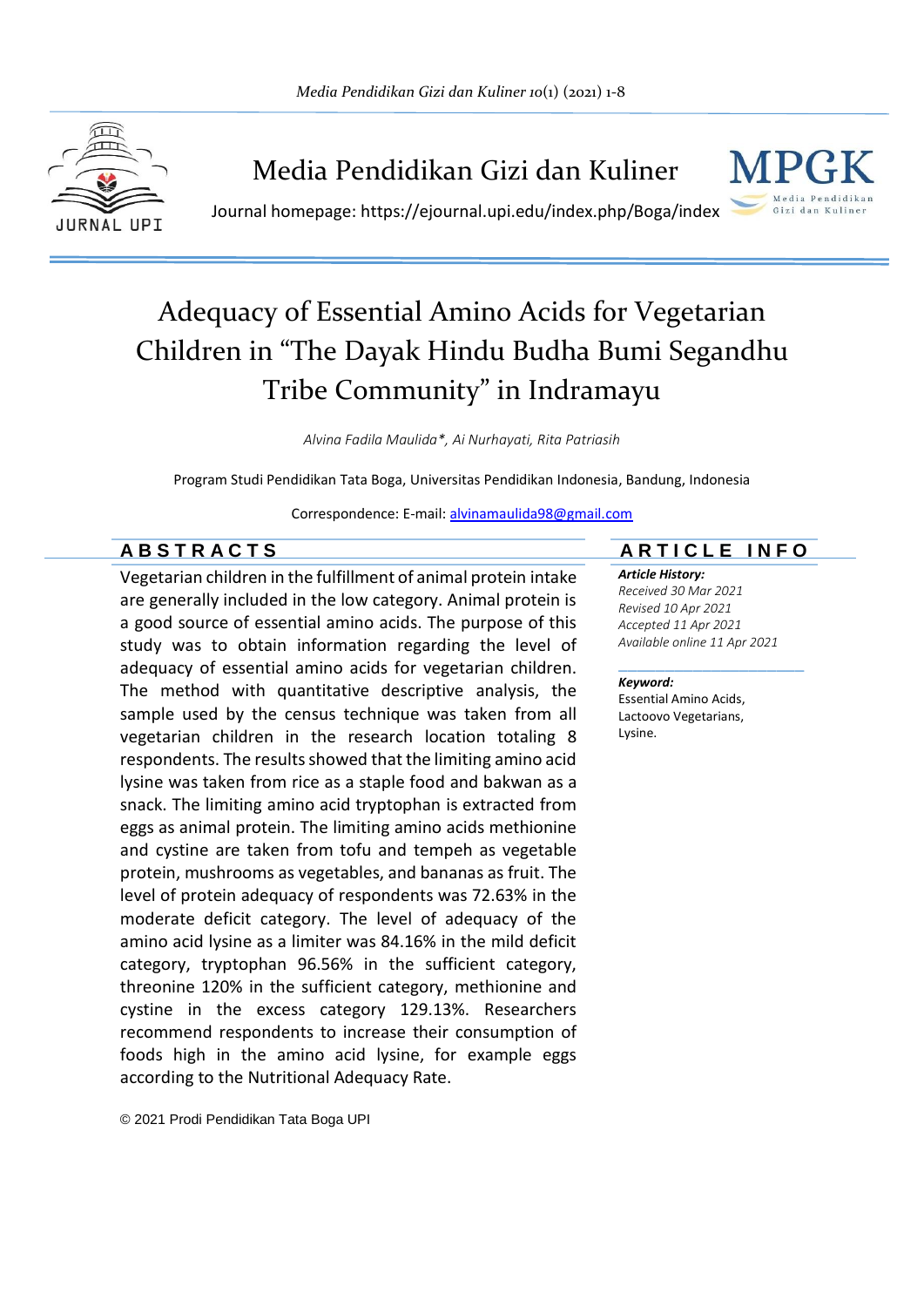Media Pendidikan Gizi dan Kuliner

Journal homepage: https://ejournal.upi.edu/index.php/Boga/index

# Adequacy of Essential Amino Acids for Vegetarian Children in "The Dayak Hindu Budha Bumi Segandhu Tribe Community" in Indramayu

*Alvina Fadila Maulida\*, Ai Nurhayati, Rita Patriasih*

Program Studi Pendidikan Tata Boga, Universitas Pendidikan Indonesia, Bandung, Indonesia

Correspondence: E-mail: alvinamaulida98@gmail.com

## ABSTRACTS

Vegetarian children in the fulfillment of animal protein intake are generally included in the low category. Animal protein is a good source of essential amino acids. The purpose of this study was to obtain information regarding the level of adequacy of essential amino acids for vegetarian children. The method with quantitative descriptive analysis, the sample used by the census technique was taken from all vegetarian children in the research location totaling 8 respondents. The results showed that the limiting amino acid lysine was taken from rice as a staple food and bakwan as a snack. The limiting amino acid tryptophan is extracted from eggs as animal protein. The limiting amino acids methionine and cystine are taken from tofu and tempeh as vegetable protein, mushrooms as vegetables, and bananas as fruit. The level of protein adequacy of respondents was 72.63% in the moderate deficit category. The level of adequacy of the amino acid lysine as a limiter was 84.16% in the mild deficit category, tryptophan 96.56% in the sufficient category, threonine 120% in the sufficient category, methionine and cystine in the excess category 129.13%. Researchers recommend respondents to increase their consumption of foods high in the amino acid lysine, for example eggs according to the Nutritional Adequacy Rate.

© 2021 Prodi Pendidikan Tata Boga UPI

## ARTICLE INFO

***Article History:***
*Received 30 Mar 2021*
*Revised 10 Apr 2021*
*Accepted 11 Apr 2021*
*Available online 11 Apr 2021*

***Keyword:***
Essential Amino Acids,
Lactoovo Vegetarians,
Lysine.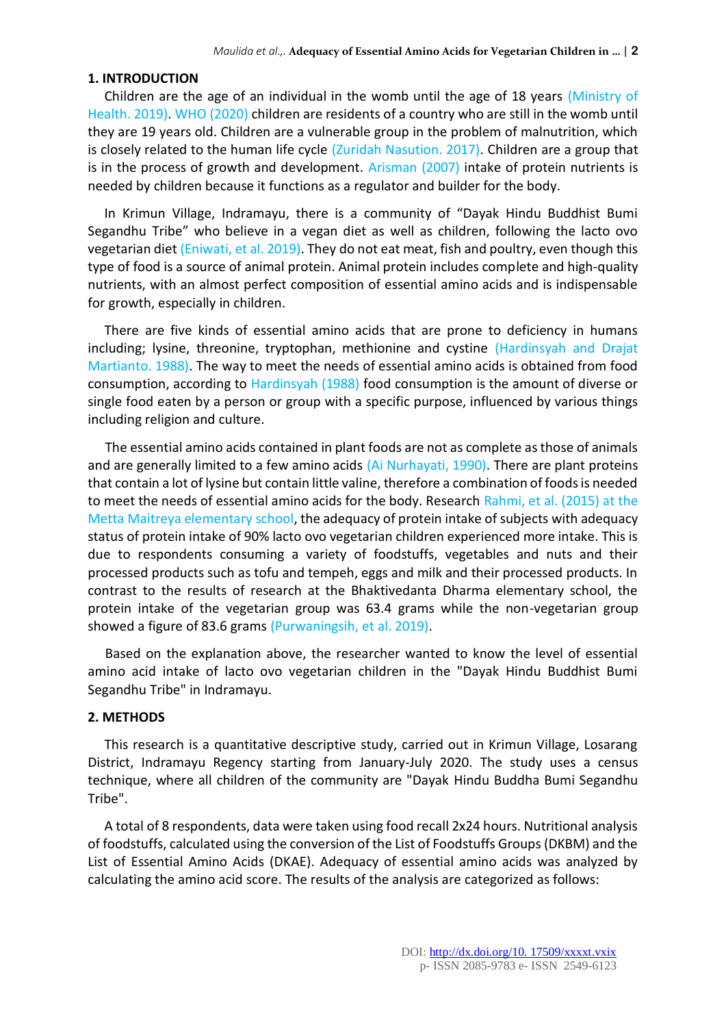## 1. INTRODUCTION

Children are the age of an individual in the womb until the age of 18 years (Ministry of Health. 2019). WHO (2020) children are residents of a country who are still in the womb until they are 19 years old. Children are a vulnerable group in the problem of malnutrition, which is closely related to the human life cycle (Zuridah Nasution. 2017). Children are a group that is in the process of growth and development. Arisman (2007) intake of protein nutrients is needed by children because it functions as a regulator and builder for the body.

In Krimun Village, Indramayu, there is a community of "Dayak Hindu Buddhist Bumi Segandhu Tribe" who believe in a vegan diet as well as children, following the lacto ovo vegetarian diet (Eniwati, et al. 2019). They do not eat meat, fish and poultry, even though this type of food is a source of animal protein. Animal protein includes complete and high-quality nutrients, with an almost perfect composition of essential amino acids and is indispensable for growth, especially in children.

There are five kinds of essential amino acids that are prone to deficiency in humans including; lysine, threonine, tryptophan, methionine and cystine (Hardinsyah and Drajat Martianto. 1988). The way to meet the needs of essential amino acids is obtained from food consumption, according to Hardinsyah (1988) food consumption is the amount of diverse or single food eaten by a person or group with a specific purpose, influenced by various things including religion and culture.

The essential amino acids contained in plant foods are not as complete as those of animals and are generally limited to a few amino acids (Ai Nurhayati, 1990). There are plant proteins that contain a lot of lysine but contain little valine, therefore a combination of foods is needed to meet the needs of essential amino acids for the body. Research Rahmi, et al. (2015) at the Metta Maitreya elementary school, the adequacy of protein intake of subjects with adequacy status of protein intake of 90% lacto ovo vegetarian children experienced more intake. This is due to respondents consuming a variety of foodstuffs, vegetables and nuts and their processed products such as tofu and tempeh, eggs and milk and their processed products. In contrast to the results of research at the Bhaktivedanta Dharma elementary school, the protein intake of the vegetarian group was 63.4 grams while the non-vegetarian group showed a figure of 83.6 grams (Purwaningsih, et al. 2019).

Based on the explanation above, the researcher wanted to know the level of essential amino acid intake of lacto ovo vegetarian children in the "Dayak Hindu Buddhist Bumi Segandhu Tribe" in Indramayu.

## 2. METHODS

This research is a quantitative descriptive study, carried out in Krimun Village, Losarang District, Indramayu Regency starting from January-July 2020. The study uses a census technique, where all children of the community are "Dayak Hindu Buddha Bumi Segandhu Tribe".

A total of 8 respondents, data were taken using food recall 2x24 hours. Nutritional analysis of foodstuffs, calculated using the conversion of the List of Foodstuffs Groups (DKBM) and the List of Essential Amino Acids (DKAE). Adequacy of essential amino acids was analyzed by calculating the amino acid score. The results of the analysis are categorized as follows: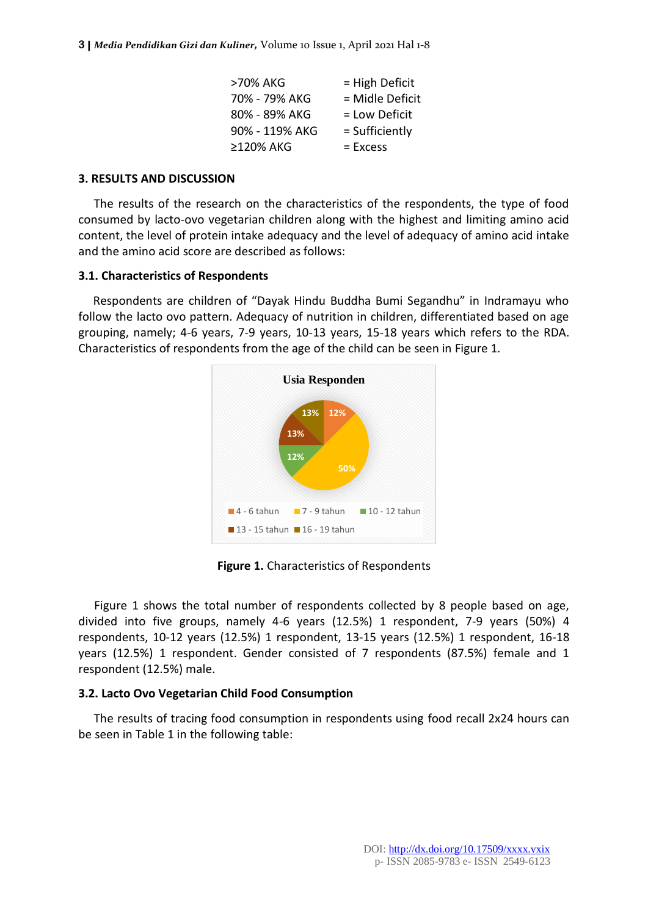| | |
|---|---|
| >70% AKG | = High Deficit |
| 70% - 79% AKG | = Midle Deficit |
| 80% - 89% AKG | = Low Deficit |
| 90% - 119% AKG | = Sufficiently |
| ≥120% AKG | = Excess |

## 3. RESULTS AND DISCUSSION

The results of the research on the characteristics of the respondents, the type of food consumed by lacto-ovo vegetarian children along with the highest and limiting amino acid content, the level of protein intake adequacy and the level of adequacy of amino acid intake and the amino acid score are described as follows:

### 3.1. Characteristics of Respondents

Respondents are children of "Dayak Hindu Buddha Bumi Segandhu" in Indramayu who follow the lacto ovo pattern. Adequacy of nutrition in children, differentiated based on age grouping, namely; 4-6 years, 7-9 years, 10-13 years, 15-18 years which refers to the RDA. Characteristics of respondents from the age of the child can be seen in Figure 1.

Usia Responden

| Kelompok usia | Persentase |
|---|---|
| 4 - 6 tahun | 12% |
| 7 - 9 tahun | 50% |
| 10 - 12 tahun | 12% |
| 13 - 15 tahun | 13% |
| 16 - 19 tahun | 13% |

**Figure 1.** Characteristics of Respondents

Figure 1 shows the total number of respondents collected by 8 people based on age, divided into five groups, namely 4-6 years (12.5%) 1 respondent, 7-9 years (50%) 4 respondents, 10-12 years (12.5%) 1 respondent, 13-15 years (12.5%) 1 respondent, 16-18 years (12.5%) 1 respondent. Gender consisted of 7 respondents (87.5%) female and 1 respondent (12.5%) male.

### 3.2. Lacto Ovo Vegetarian Child Food Consumption

The results of tracing food consumption in respondents using food recall 2x24 hours can be seen in Table 1 in the following table: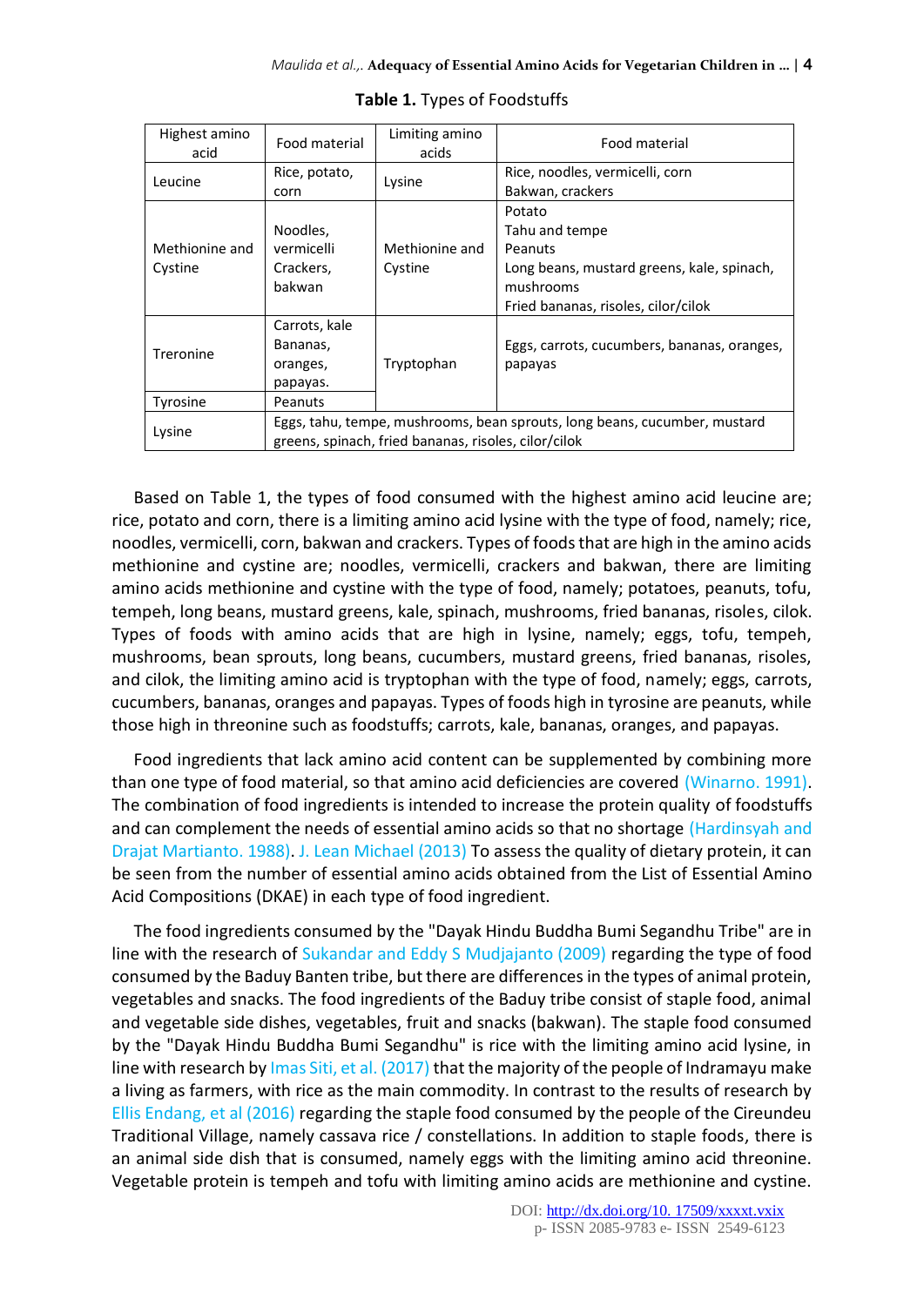**Table 1.** Types of Foodstuffs

| Highest amino acid | Food material | Limiting amino acids | Food material |
|---|---|---|---|
| Leucine | Rice, potato, corn | Lysine | Rice, noodles, vermicelli, corn<br>Bakwan, crackers |
| Methionine and Cystine | Noodles, vermicelli<br>Crackers, bakwan | Methionine and Cystine | Potato<br>Tahu and tempe<br>Peanuts<br>Long beans, mustard greens, kale, spinach, mushrooms<br>Fried bananas, risoles, cilor/cilok |
| Treronine | Carrots, kale<br>Bananas, oranges, papayas. | Tryptophan | Eggs, carrots, cucumbers, bananas, oranges, papayas |
| Tyrosine | Peanuts | | |
| Lysine | Eggs, tahu, tempe, mushrooms, bean sprouts, long beans, cucumber, mustard greens, spinach, fried bananas, risoles, cilor/cilok | | |

Based on Table 1, the types of food consumed with the highest amino acid leucine are; rice, potato and corn, there is a limiting amino acid lysine with the type of food, namely; rice, noodles, vermicelli, corn, bakwan and crackers. Types of foods that are high in the amino acids methionine and cystine are; noodles, vermicelli, crackers and bakwan, there are limiting amino acids methionine and cystine with the type of food, namely; potatoes, peanuts, tofu, tempeh, long beans, mustard greens, kale, spinach, mushrooms, fried bananas, risoles, cilok. Types of foods with amino acids that are high in lysine, namely; eggs, tofu, tempeh, mushrooms, bean sprouts, long beans, cucumbers, mustard greens, fried bananas, risoles, and cilok, the limiting amino acid is tryptophan with the type of food, namely; eggs, carrots, cucumbers, bananas, oranges and papayas. Types of foods high in tyrosine are peanuts, while those high in threonine such as foodstuffs; carrots, kale, bananas, oranges, and papayas.

Food ingredients that lack amino acid content can be supplemented by combining more than one type of food material, so that amino acid deficiencies are covered (Winarno. 1991). The combination of food ingredients is intended to increase the protein quality of foodstuffs and can complement the needs of essential amino acids so that no shortage (Hardinsyah and Drajat Martianto. 1988). J. Lean Michael (2013) To assess the quality of dietary protein, it can be seen from the number of essential amino acids obtained from the List of Essential Amino Acid Compositions (DKAE) in each type of food ingredient.

The food ingredients consumed by the "Dayak Hindu Buddha Bumi Segandhu Tribe" are in line with the research of Sukandar and Eddy S Mudjajanto (2009) regarding the type of food consumed by the Baduy Banten tribe, but there are differences in the types of animal protein, vegetables and snacks. The food ingredients of the Baduy tribe consist of staple food, animal and vegetable side dishes, vegetables, fruit and snacks (bakwan). The staple food consumed by the "Dayak Hindu Buddha Bumi Segandhu" is rice with the limiting amino acid lysine, in line with research by Imas Siti, et al. (2017) that the majority of the people of Indramayu make a living as farmers, with rice as the main commodity. In contrast to the results of research by Ellis Endang, et al (2016) regarding the staple food consumed by the people of the Cireundeu Traditional Village, namely cassava rice / constellations. In addition to staple foods, there is an animal side dish that is consumed, namely eggs with the limiting amino acid threonine. Vegetable protein is tempeh and tofu with limiting amino acids are methionine and cystine.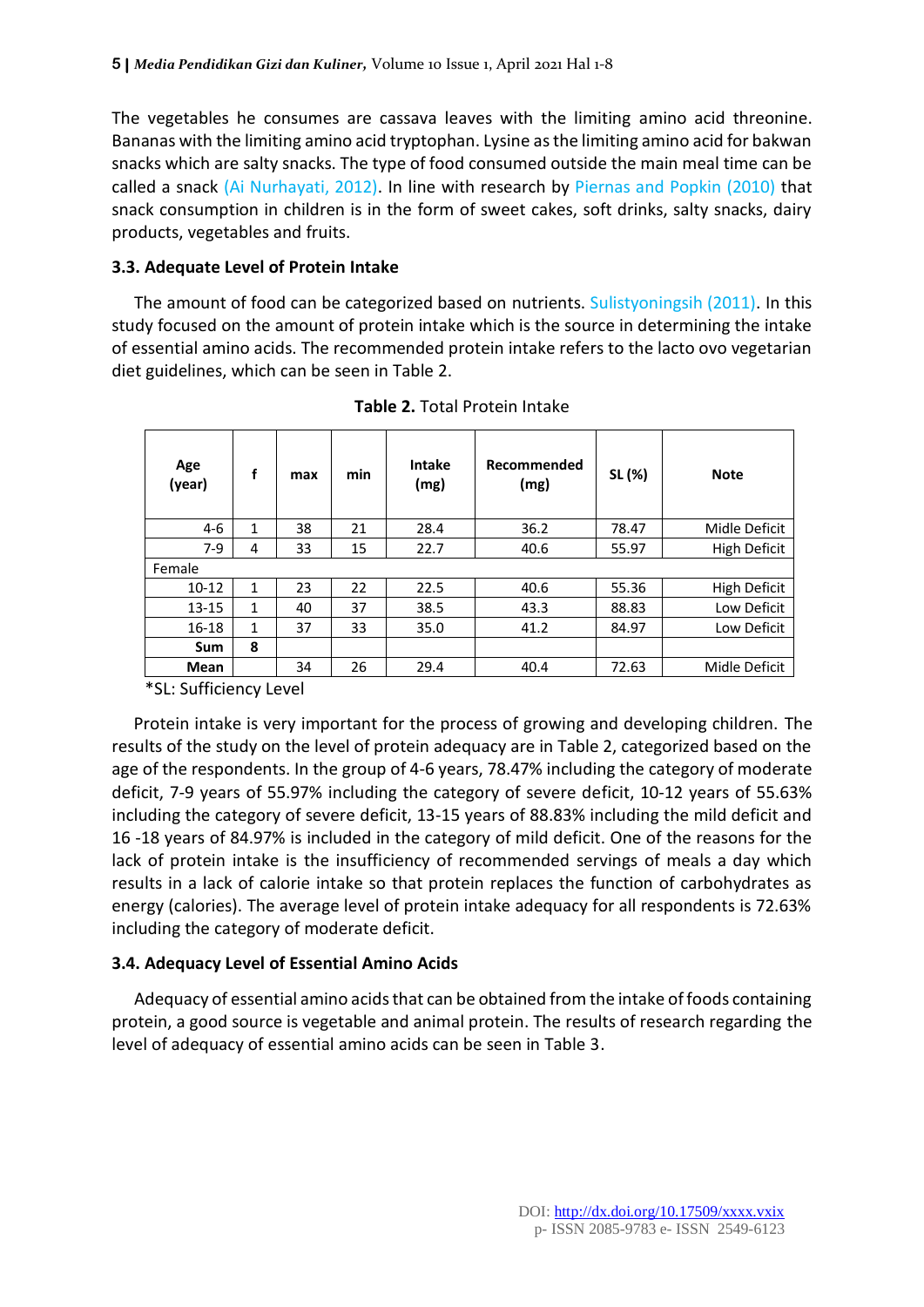The vegetables he consumes are cassava leaves with the limiting amino acid threonine. Bananas with the limiting amino acid tryptophan. Lysine as the limiting amino acid for bakwan snacks which are salty snacks. The type of food consumed outside the main meal time can be called a snack (Ai Nurhayati, 2012). In line with research by Piernas and Popkin (2010) that snack consumption in children is in the form of sweet cakes, soft drinks, salty snacks, dairy products, vegetables and fruits.

### 3.3. Adequate Level of Protein Intake

The amount of food can be categorized based on nutrients. Sulistyoningsih (2011). In this study focused on the amount of protein intake which is the source in determining the intake of essential amino acids. The recommended protein intake refers to the lacto ovo vegetarian diet guidelines, which can be seen in Table 2.

**Table 2.** Total Protein Intake

| Age (year) | f | max | min | Intake (mg) | Recommended (mg) | SL (%) | Note |
|---|---|---|---|---|---|---|---|
| 4-6 | 1 | 38 | 21 | 28.4 | 36.2 | 78.47 | Midle Deficit |
| 7-9 | 4 | 33 | 15 | 22.7 | 40.6 | 55.97 | High Deficit |
| Female | | | | | | | |
| 10-12 | 1 | 23 | 22 | 22.5 | 40.6 | 55.36 | High Deficit |
| 13-15 | 1 | 40 | 37 | 38.5 | 43.3 | 88.83 | Low Deficit |
| 16-18 | 1 | 37 | 33 | 35.0 | 41.2 | 84.97 | Low Deficit |
| **Sum** | **8** | | | | | | |
| **Mean** | | 34 | 26 | 29.4 | 40.4 | 72.63 | Midle Deficit |

*SL: Sufficiency Level

Protein intake is very important for the process of growing and developing children. The results of the study on the level of protein adequacy are in Table 2, categorized based on the age of the respondents. In the group of 4-6 years, 78.47% including the category of moderate deficit, 7-9 years of 55.97% including the category of severe deficit, 10-12 years of 55.63% including the category of severe deficit, 13-15 years of 88.83% including the mild deficit and 16 -18 years of 84.97% is included in the category of mild deficit. One of the reasons for the lack of protein intake is the insufficiency of recommended servings of meals a day which results in a lack of calorie intake so that protein replaces the function of carbohydrates as energy (calories). The average level of protein intake adequacy for all respondents is 72.63% including the category of moderate deficit.

### 3.4. Adequacy Level of Essential Amino Acids

Adequacy of essential amino acids that can be obtained from the intake of foods containing protein, a good source is vegetable and animal protein. The results of research regarding the level of adequacy of essential amino acids can be seen in Table 3.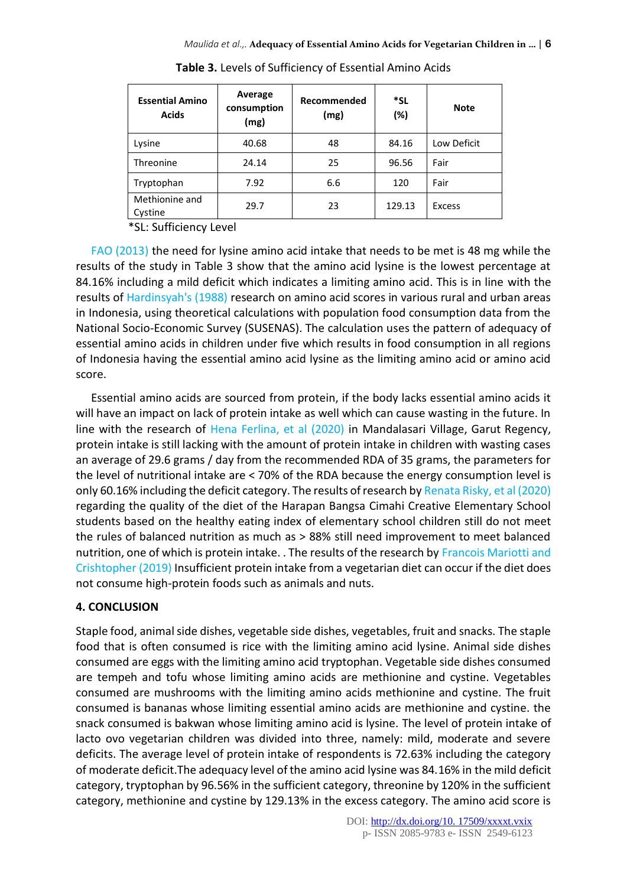**Table 3.** Levels of Sufficiency of Essential Amino Acids

| Essential Amino Acids | Average consumption (mg) | Recommended (mg) | *SL (%) | Note |
|---|---|---|---|---|
| Lysine | 40.68 | 48 | 84.16 | Low Deficit |
| Threonine | 24.14 | 25 | 96.56 | Fair |
| Tryptophan | 7.92 | 6.6 | 120 | Fair |
| Methionine and Cystine | 29.7 | 23 | 129.13 | Excess |

*SL: Sufficiency Level

FAO (2013) the need for lysine amino acid intake that needs to be met is 48 mg while the results of the study in Table 3 show that the amino acid lysine is the lowest percentage at 84.16% including a mild deficit which indicates a limiting amino acid. This is in line with the results of Hardinsyah's (1988) research on amino acid scores in various rural and urban areas in Indonesia, using theoretical calculations with population food consumption data from the National Socio-Economic Survey (SUSENAS). The calculation uses the pattern of adequacy of essential amino acids in children under five which results in food consumption in all regions of Indonesia having the essential amino acid lysine as the limiting amino acid or amino acid score.

Essential amino acids are sourced from protein, if the body lacks essential amino acids it will have an impact on lack of protein intake as well which can cause wasting in the future. In line with the research of Hena Ferlina, et al (2020) in Mandalasari Village, Garut Regency, protein intake is still lacking with the amount of protein intake in children with wasting cases an average of 29.6 grams / day from the recommended RDA of 35 grams, the parameters for the level of nutritional intake are < 70% of the RDA because the energy consumption level is only 60.16% including the deficit category. The results of research by Renata Risky, et al (2020) regarding the quality of the diet of the Harapan Bangsa Cimahi Creative Elementary School students based on the healthy eating index of elementary school children still do not meet the rules of balanced nutrition as much as > 88% still need improvement to meet balanced nutrition, one of which is protein intake. . The results of the research by Francois Mariotti and Crishtopher (2019) Insufficient protein intake from a vegetarian diet can occur if the diet does not consume high-protein foods such as animals and nuts.

## 4. CONCLUSION

Staple food, animal side dishes, vegetable side dishes, vegetables, fruit and snacks. The staple food that is often consumed is rice with the limiting amino acid lysine. Animal side dishes consumed are eggs with the limiting amino acid tryptophan. Vegetable side dishes consumed are tempeh and tofu whose limiting amino acids are methionine and cystine. Vegetables consumed are mushrooms with the limiting amino acids methionine and cystine. The fruit consumed is bananas whose limiting essential amino acids are methionine and cystine. the snack consumed is bakwan whose limiting amino acid is lysine. The level of protein intake of lacto ovo vegetarian children was divided into three, namely: mild, moderate and severe deficits. The average level of protein intake of respondents is 72.63% including the category of moderate deficit.The adequacy level of the amino acid lysine was 84.16% in the mild deficit category, tryptophan by 96.56% in the sufficient category, threonine by 120% in the sufficient category, methionine and cystine by 129.13% in the excess category. The amino acid score is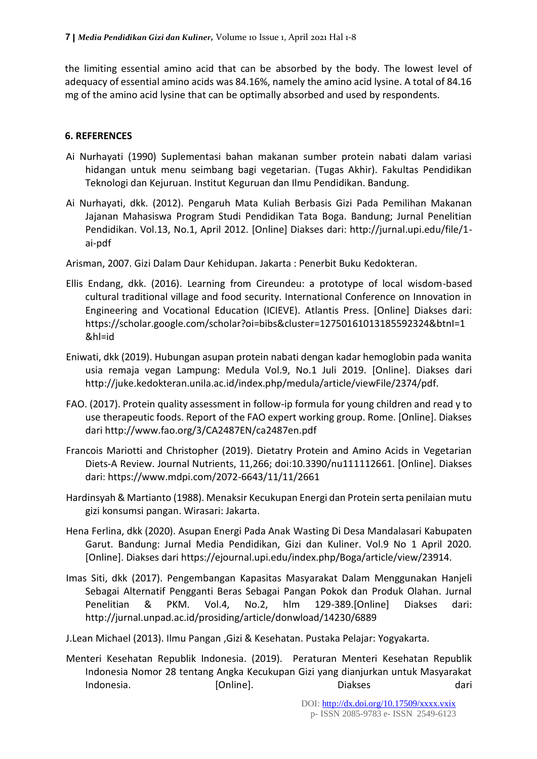the limiting essential amino acid that can be absorbed by the body. The lowest level of adequacy of essential amino acids was 84.16%, namely the amino acid lysine. A total of 84.16 mg of the amino acid lysine that can be optimally absorbed and used by respondents.

## 6. REFERENCES

Ai Nurhayati (1990) Suplementasi bahan makanan sumber protein nabati dalam variasi hidangan untuk menu seimbang bagi vegetarian. (Tugas Akhir). Fakultas Pendidikan Teknologi dan Kejuruan. Institut Keguruan dan Ilmu Pendidikan. Bandung.

Ai Nurhayati, dkk. (2012). Pengaruh Mata Kuliah Berbasis Gizi Pada Pemilihan Makanan Jajanan Mahasiswa Program Studi Pendidikan Tata Boga. Bandung; Jurnal Penelitian Pendidikan. Vol.13, No.1, April 2012. [Online] Diakses dari: http://jurnal.upi.edu/file/1-ai-pdf

Arisman, 2007. Gizi Dalam Daur Kehidupan. Jakarta : Penerbit Buku Kedokteran.

Ellis Endang, dkk. (2016). Learning from Cireundeu: a prototype of local wisdom-based cultural traditional village and food security. International Conference on Innovation in Engineering and Vocational Education (ICIEVE). Atlantis Press. [Online] Diakses dari: https://scholar.google.com/scholar?oi=bibs&cluster=12750161013185592324&btnI=1&hl=id

Eniwati, dkk (2019). Hubungan asupan protein nabati dengan kadar hemoglobin pada wanita usia remaja vegan Lampung: Medula Vol.9, No.1 Juli 2019. [Online]. Diakses dari http://juke.kedokteran.unila.ac.id/index.php/medula/article/viewFile/2374/pdf.

FAO. (2017). Protein quality assessment in follow-ip formula for young children and read y to use therapeutic foods. Report of the FAO expert working group. Rome. [Online]. Diakses dari http://www.fao.org/3/CA2487EN/ca2487en.pdf

Francois Mariotti and Christopher (2019). Dietatry Protein and Amino Acids in Vegetarian Diets-A Review. Journal Nutrients, 11,266; doi:10.3390/nu111112661. [Online]. Diakses dari: https://www.mdpi.com/2072-6643/11/11/2661

Hardinsyah & Martianto (1988). Menaksir Kecukupan Energi dan Protein serta penilaian mutu gizi konsumsi pangan. Wirasari: Jakarta.

Hena Ferlina, dkk (2020). Asupan Energi Pada Anak Wasting Di Desa Mandalasari Kabupaten Garut. Bandung: Jurnal Media Pendidikan, Gizi dan Kuliner. Vol.9 No 1 April 2020. [Online]. Diakses dari https://ejournal.upi.edu/index.php/Boga/article/view/23914.

Imas Siti, dkk (2017). Pengembangan Kapasitas Masyarakat Dalam Menggunakan Hanjeli Sebagai Alternatif Pengganti Beras Sebagai Pangan Pokok dan Produk Olahan. Jurnal Penelitian & PKM. Vol.4, No.2, hlm 129-389.[Online] Diakses dari: http://jurnal.unpad.ac.id/prosiding/article/donwload/14230/6889

J.Lean Michael (2013). Ilmu Pangan ,Gizi & Kesehatan. Pustaka Pelajar: Yogyakarta.

Menteri Kesehatan Republik Indonesia. (2019). Peraturan Menteri Kesehatan Republik Indonesia Nomor 28 tentang Angka Kecukupan Gizi yang dianjurkan untuk Masyarakat Indonesia. [Online]. Diakses dari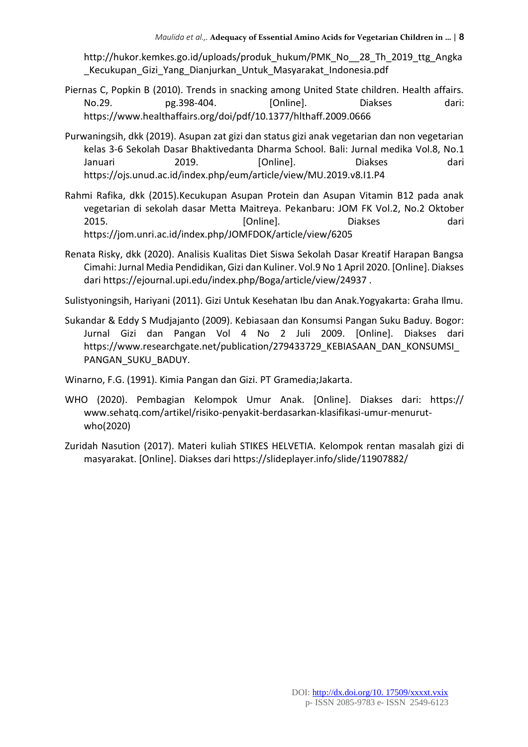http://hukor.kemkes.go.id/uploads/produk_hukum/PMK_No__28_Th_2019_ttg_Angka_Kecukupan_Gizi_Yang_Dianjurkan_Untuk_Masyarakat_Indonesia.pdf

Piernas C, Popkin B (2010). Trends in snacking among United State children. Health affairs. No.29. pg.398-404. [Online]. Diakses dari: https://www.healthaffairs.org/doi/pdf/10.1377/hlthaff.2009.0666

Purwaningsih, dkk (2019). Asupan zat gizi dan status gizi anak vegetarian dan non vegetarian kelas 3-6 Sekolah Dasar Bhaktivedanta Dharma School. Bali: Jurnal medika Vol.8, No.1 Januari 2019. [Online]. Diakses dari https://ojs.unud.ac.id/index.php/eum/article/view/MU.2019.v8.I1.P4

Rahmi Rafika, dkk (2015).Kecukupan Asupan Protein dan Asupan Vitamin B12 pada anak vegetarian di sekolah dasar Metta Maitreya. Pekanbaru: JOM FK Vol.2, No.2 Oktober 2015. [Online]. Diakses dari https://jom.unri.ac.id/index.php/JOMFDOK/article/view/6205

Renata Risky, dkk (2020). Analisis Kualitas Diet Siswa Sekolah Dasar Kreatif Harapan Bangsa Cimahi: Jurnal Media Pendidikan, Gizi dan Kuliner. Vol.9 No 1 April 2020. [Online]. Diakses dari https://ejournal.upi.edu/index.php/Boga/article/view/24937 .

Sulistyoningsih, Hariyani (2011). Gizi Untuk Kesehatan Ibu dan Anak.Yogyakarta: Graha Ilmu.

Sukandar & Eddy S Mudjajanto (2009). Kebiasaan dan Konsumsi Pangan Suku Baduy. Bogor: Jurnal Gizi dan Pangan Vol 4 No 2 Juli 2009. [Online]. Diakses dari https://www.researchgate.net/publication/279433729_KEBIASAAN_DAN_KONSUMSI_PANGAN_SUKU_BADUY.

Winarno, F.G. (1991). Kimia Pangan dan Gizi. PT Gramedia;Jakarta.

WHO (2020). Pembagian Kelompok Umur Anak. [Online]. Diakses dari: https://www.sehatq.com/artikel/risiko-penyakit-berdasarkan-klasifikasi-umur-menurut-who(2020)

Zuridah Nasution (2017). Materi kuliah STIKES HELVETIA. Kelompok rentan masalah gizi di masyarakat. [Online]. Diakses dari https://slideplayer.info/slide/11907882/